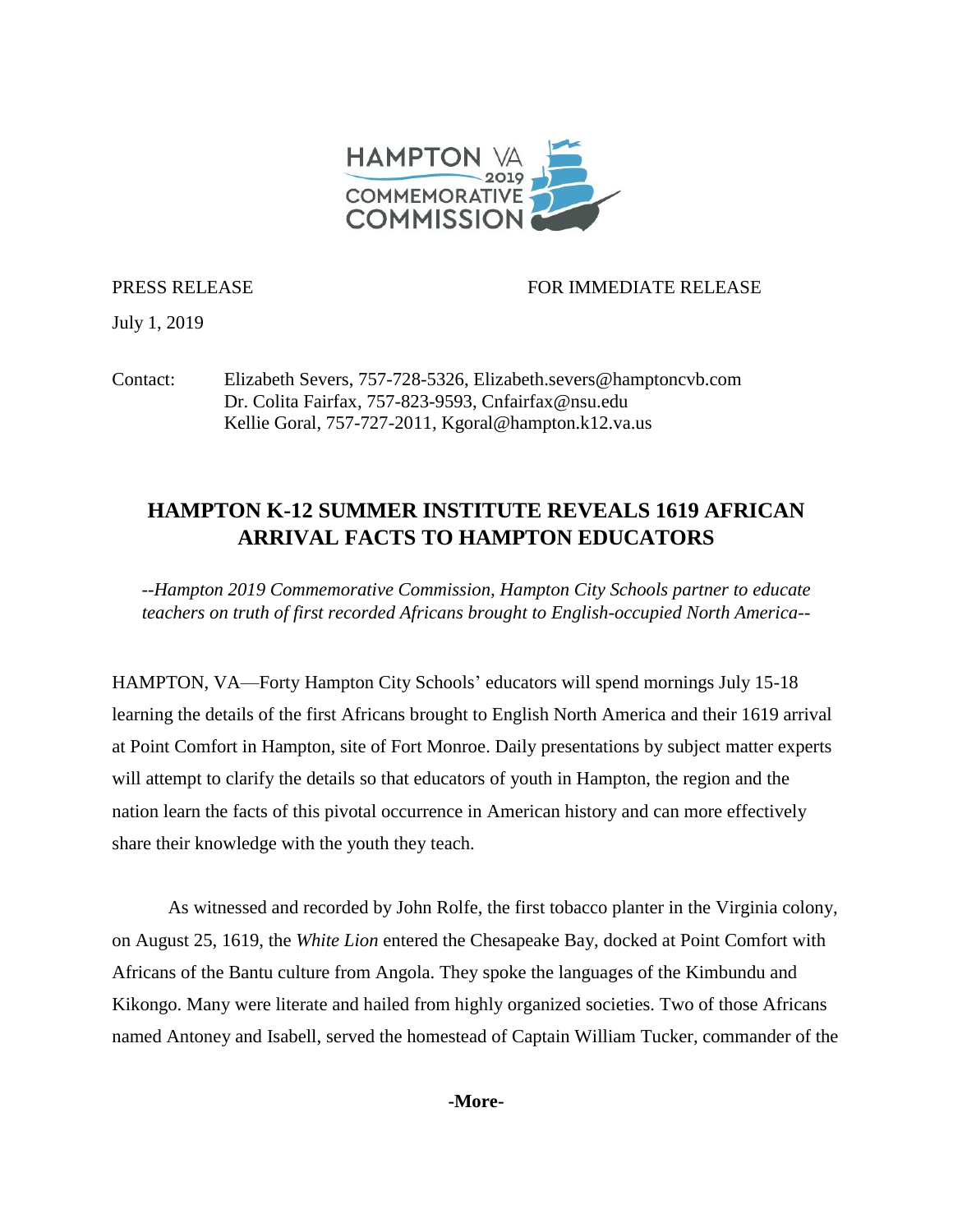HAMPTON VA 2019 COMMEMORATIVE COMMISSION

PRESS RELEASE FOR IMMEDIATE RELEASE

July 1, 2019

Contact: Elizabeth Severs, 757-728-5326, Elizabeth.severs@hamptoncvb.com
Dr. Colita Fairfax, 757-823-9593, Cnfairfax@nsu.edu
Kellie Goral, 757-727-2011, Kgoral@hampton.k12.va.us

# HAMPTON K-12 SUMMER INSTITUTE REVEALS 1619 AFRICAN ARRIVAL FACTS TO HAMPTON EDUCATORS

*--Hampton 2019 Commemorative Commission, Hampton City Schools partner to educate teachers on truth of first recorded Africans brought to English-occupied North America--*

HAMPTON, VA—Forty Hampton City Schools' educators will spend mornings July 15-18 learning the details of the first Africans brought to English North America and their 1619 arrival at Point Comfort in Hampton, site of Fort Monroe. Daily presentations by subject matter experts will attempt to clarify the details so that educators of youth in Hampton, the region and the nation learn the facts of this pivotal occurrence in American history and can more effectively share their knowledge with the youth they teach.

As witnessed and recorded by John Rolfe, the first tobacco planter in the Virginia colony, on August 25, 1619, the *White Lion* entered the Chesapeake Bay, docked at Point Comfort with Africans of the Bantu culture from Angola. They spoke the languages of the Kimbundu and Kikongo. Many were literate and hailed from highly organized societies. Two of those Africans named Antoney and Isabell, served the homestead of Captain William Tucker, commander of the

**-More-**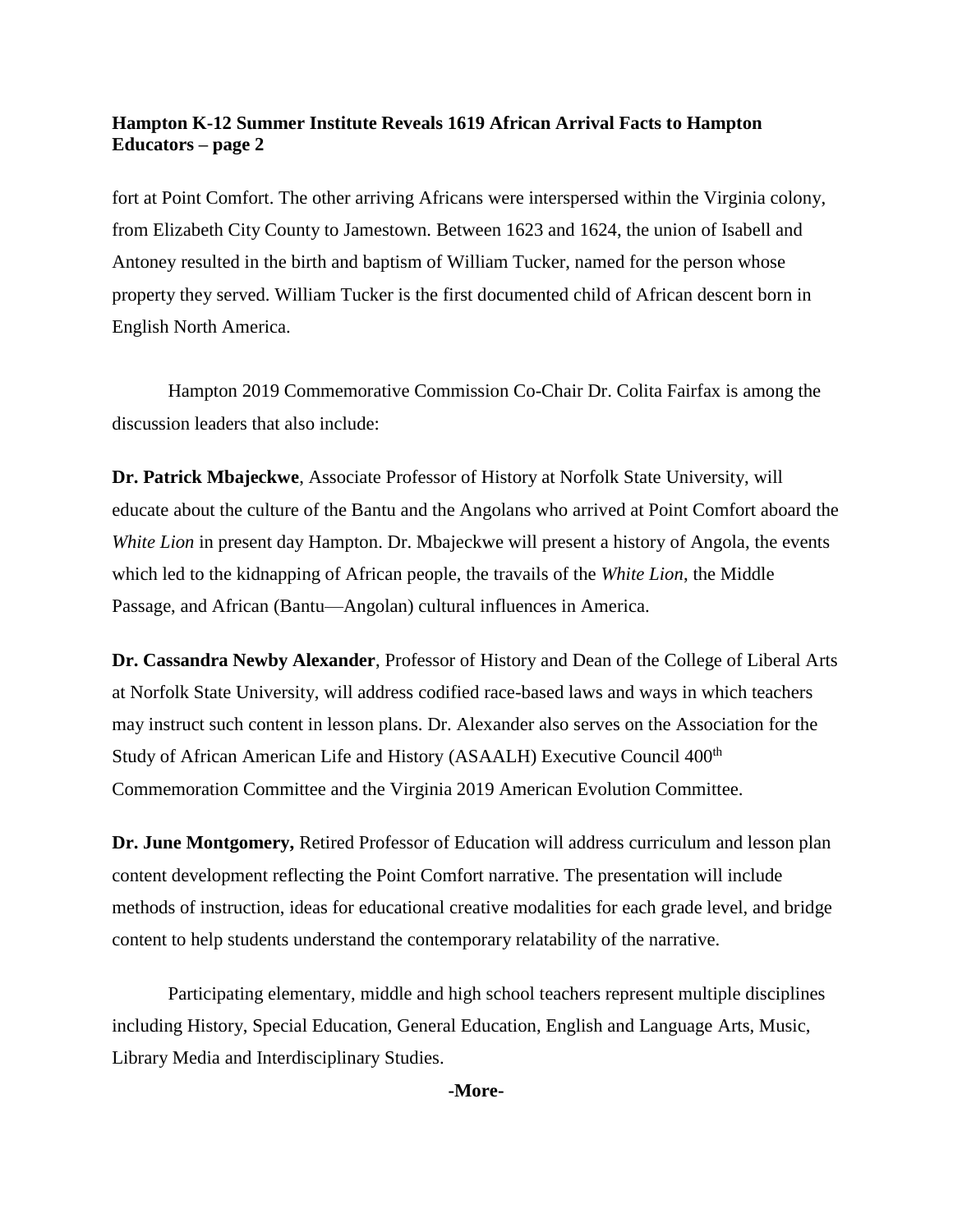fort at Point Comfort. The other arriving Africans were interspersed within the Virginia colony, from Elizabeth City County to Jamestown. Between 1623 and 1624, the union of Isabell and Antoney resulted in the birth and baptism of William Tucker, named for the person whose property they served. William Tucker is the first documented child of African descent born in English North America.

Hampton 2019 Commemorative Commission Co-Chair Dr. Colita Fairfax is among the discussion leaders that also include:

**Dr. Patrick Mbajeckwe**, Associate Professor of History at Norfolk State University, will educate about the culture of the Bantu and the Angolans who arrived at Point Comfort aboard the *White Lion* in present day Hampton. Dr. Mbajeckwe will present a history of Angola, the events which led to the kidnapping of African people, the travails of the *White Lion*, the Middle Passage, and African (Bantu—Angolan) cultural influences in America.

**Dr. Cassandra Newby Alexander**, Professor of History and Dean of the College of Liberal Arts at Norfolk State University, will address codified race-based laws and ways in which teachers may instruct such content in lesson plans. Dr. Alexander also serves on the Association for the Study of African American Life and History (ASAALH) Executive Council 400th Commemoration Committee and the Virginia 2019 American Evolution Committee.

**Dr. June Montgomery,** Retired Professor of Education will address curriculum and lesson plan content development reflecting the Point Comfort narrative. The presentation will include methods of instruction, ideas for educational creative modalities for each grade level, and bridge content to help students understand the contemporary relatability of the narrative.

Participating elementary, middle and high school teachers represent multiple disciplines including History, Special Education, General Education, English and Language Arts, Music, Library Media and Interdisciplinary Studies.

**-More-**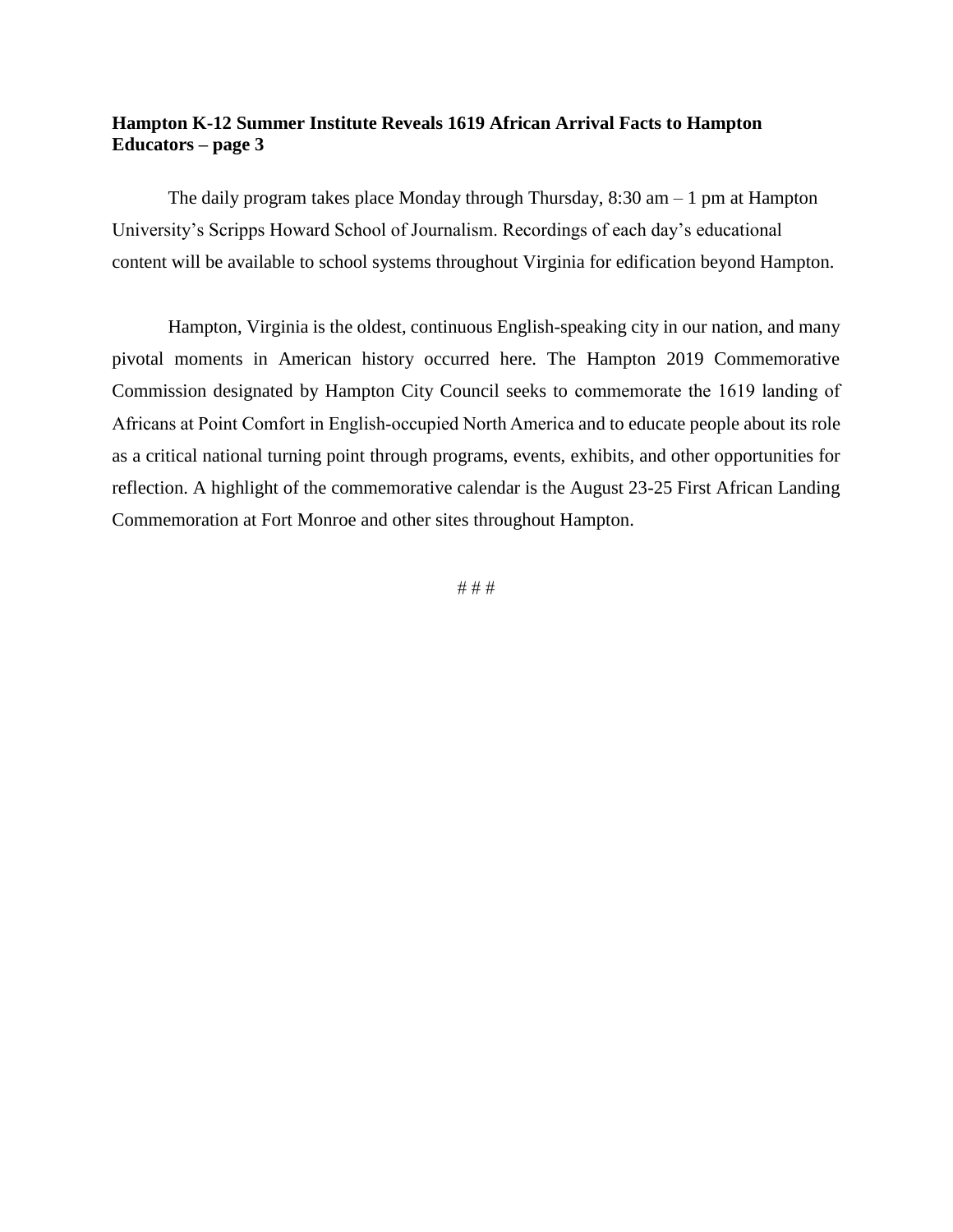**Hampton K-12 Summer Institute Reveals 1619 African Arrival Facts to Hampton Educators – page 3**

The daily program takes place Monday through Thursday, 8:30 am – 1 pm at Hampton University's Scripps Howard School of Journalism. Recordings of each day's educational content will be available to school systems throughout Virginia for edification beyond Hampton.

Hampton, Virginia is the oldest, continuous English-speaking city in our nation, and many pivotal moments in American history occurred here. The Hampton 2019 Commemorative Commission designated by Hampton City Council seeks to commemorate the 1619 landing of Africans at Point Comfort in English-occupied North America and to educate people about its role as a critical national turning point through programs, events, exhibits, and other opportunities for reflection. A highlight of the commemorative calendar is the August 23-25 First African Landing Commemoration at Fort Monroe and other sites throughout Hampton.

# # #